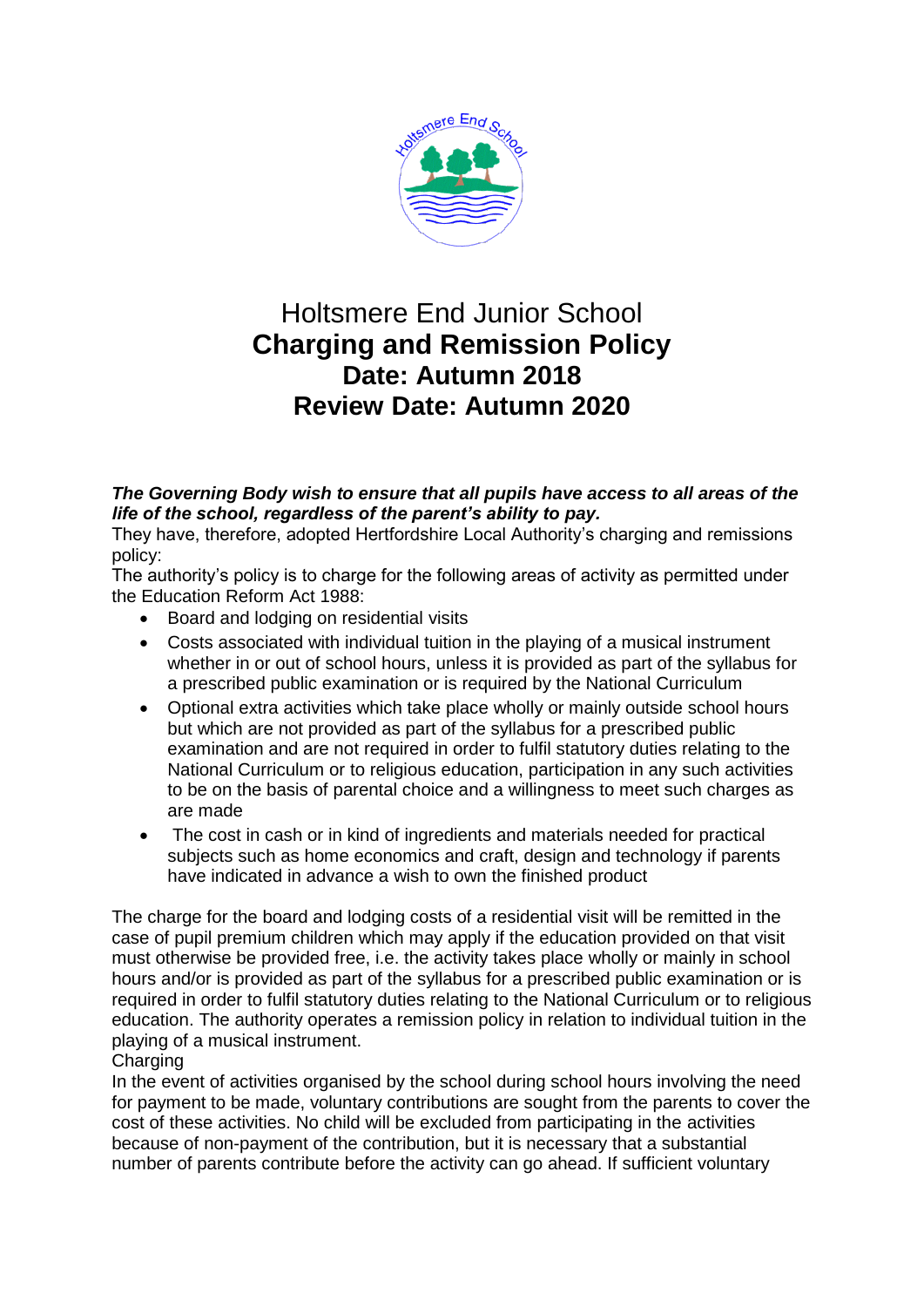# Holtsmere End Junior School
# **Charging and Remission Policy**
## **Date: Autumn 2018**
## **Review Date: Autumn 2020**

***The Governing Body wish to ensure that all pupils have access to all areas of the life of the school, regardless of the parent's ability to pay.***
They have, therefore, adopted Hertfordshire Local Authority's charging and remissions policy:
The authority's policy is to charge for the following areas of activity as permitted under the Education Reform Act 1988:

- Board and lodging on residential visits
- Costs associated with individual tuition in the playing of a musical instrument whether in or out of school hours, unless it is provided as part of the syllabus for a prescribed public examination or is required by the National Curriculum
- Optional extra activities which take place wholly or mainly outside school hours but which are not provided as part of the syllabus for a prescribed public examination and are not required in order to fulfil statutory duties relating to the National Curriculum or to religious education, participation in any such activities to be on the basis of parental choice and a willingness to meet such charges as are made
- The cost in cash or in kind of ingredients and materials needed for practical subjects such as home economics and craft, design and technology if parents have indicated in advance a wish to own the finished product

The charge for the board and lodging costs of a residential visit will be remitted in the case of pupil premium children which may apply if the education provided on that visit must otherwise be provided free, i.e. the activity takes place wholly or mainly in school hours and/or is provided as part of the syllabus for a prescribed public examination or is required in order to fulfil statutory duties relating to the National Curriculum or to religious education. The authority operates a remission policy in relation to individual tuition in the playing of a musical instrument.
Charging
In the event of activities organised by the school during school hours involving the need for payment to be made, voluntary contributions are sought from the parents to cover the cost of these activities. No child will be excluded from participating in the activities because of non-payment of the contribution, but it is necessary that a substantial number of parents contribute before the activity can go ahead. If sufficient voluntary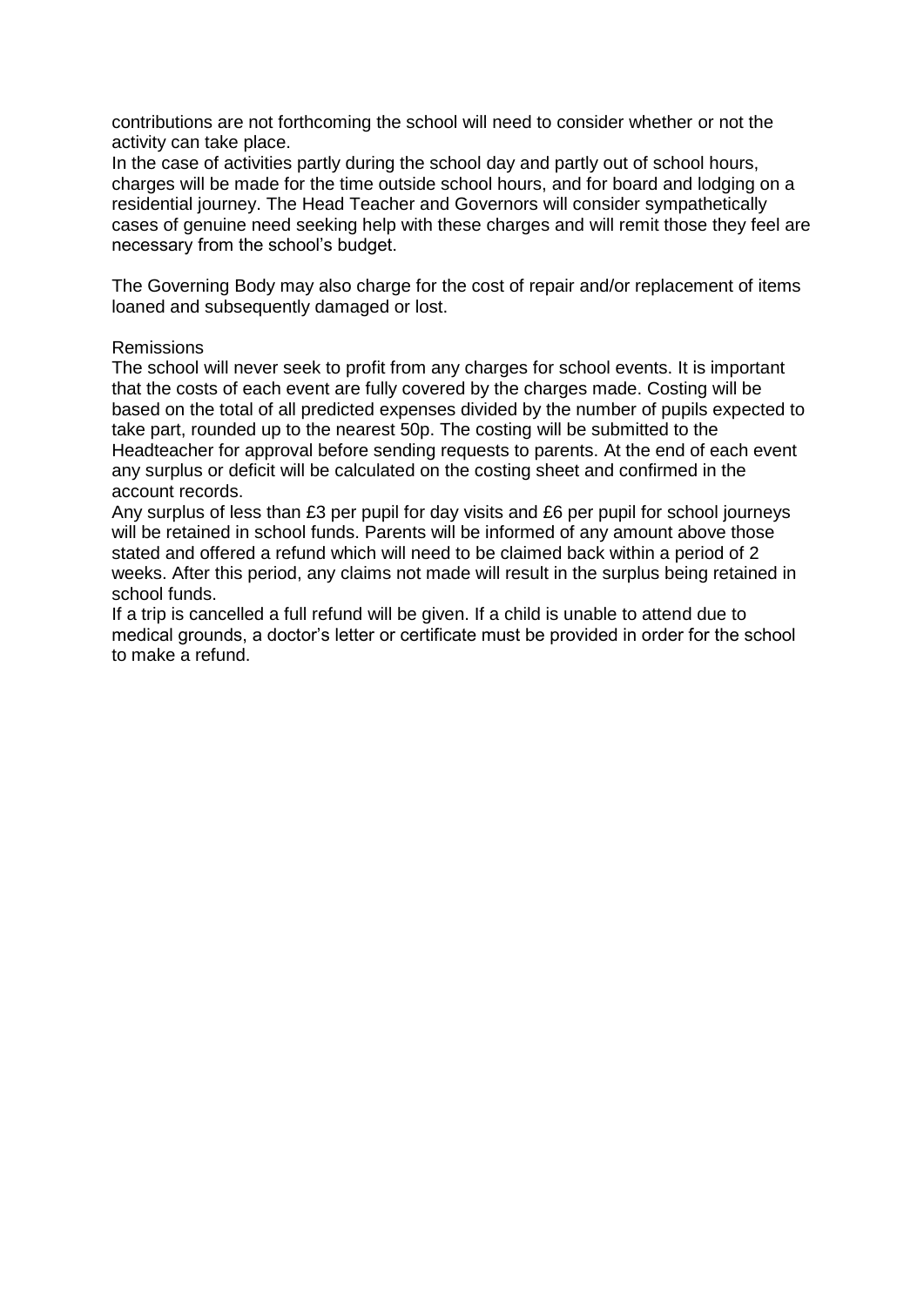contributions are not forthcoming the school will need to consider whether or not the activity can take place.
In the case of activities partly during the school day and partly out of school hours, charges will be made for the time outside school hours, and for board and lodging on a residential journey. The Head Teacher and Governors will consider sympathetically cases of genuine need seeking help with these charges and will remit those they feel are necessary from the school's budget.

The Governing Body may also charge for the cost of repair and/or replacement of items loaned and subsequently damaged or lost.

Remissions
The school will never seek to profit from any charges for school events. It is important that the costs of each event are fully covered by the charges made. Costing will be based on the total of all predicted expenses divided by the number of pupils expected to take part, rounded up to the nearest 50p. The costing will be submitted to the Headteacher for approval before sending requests to parents. At the end of each event any surplus or deficit will be calculated on the costing sheet and confirmed in the account records.
Any surplus of less than £3 per pupil for day visits and £6 per pupil for school journeys will be retained in school funds. Parents will be informed of any amount above those stated and offered a refund which will need to be claimed back within a period of 2 weeks. After this period, any claims not made will result in the surplus being retained in school funds.
If a trip is cancelled a full refund will be given. If a child is unable to attend due to medical grounds, a doctor's letter or certificate must be provided in order for the school to make a refund.